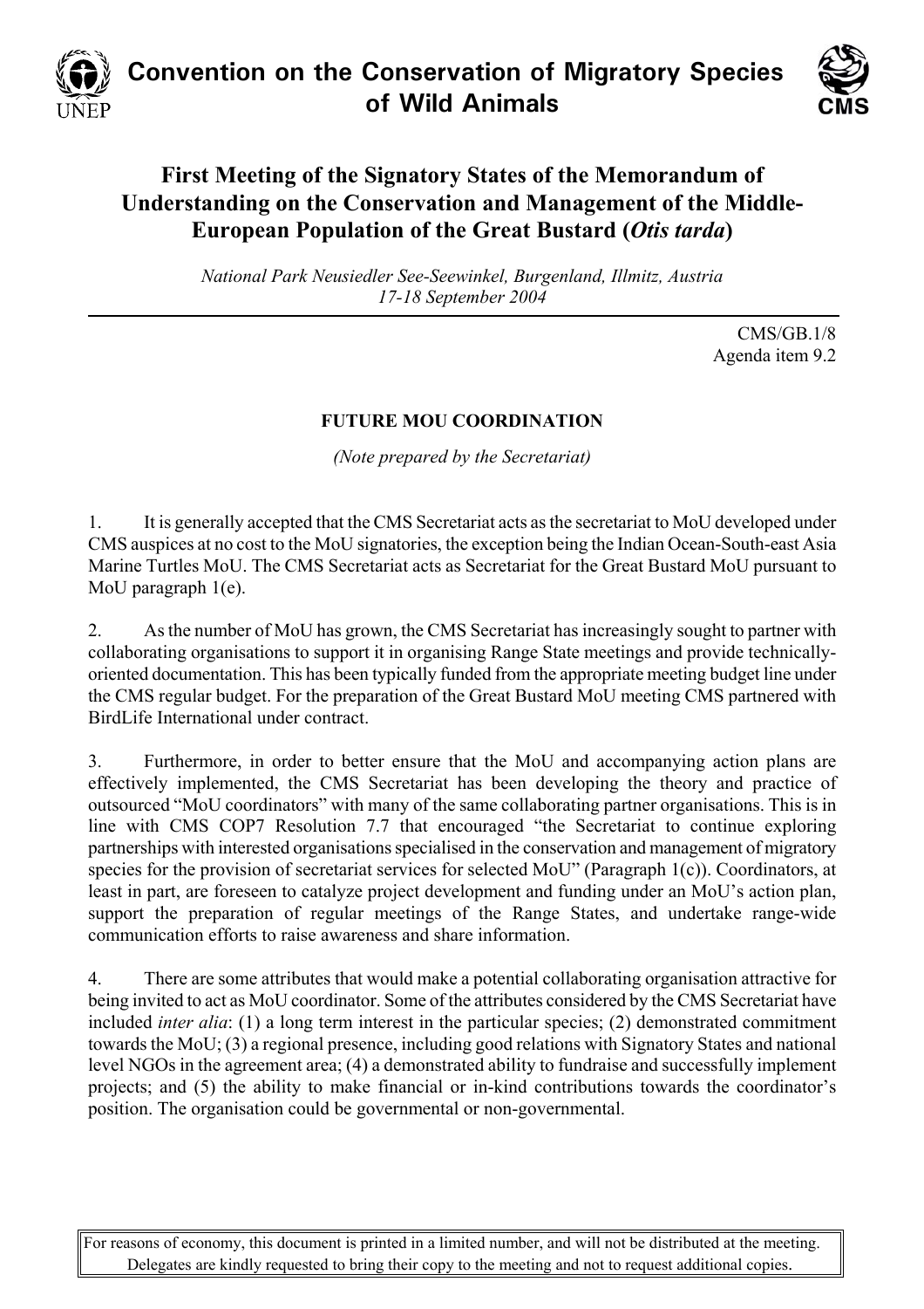# Convention on the Conservation of Migratory Species of Wild Animals

## First Meeting of the Signatory States of the Memorandum of Understanding on the Conservation and Management of the Middle-European Population of the Great Bustard (*Otis tarda*)

*National Park Neusiedler See-Seewinkel, Burgenland, Illmitz, Austria*
*17-18 September 2004*

CMS/GB.1/8
Agenda item 9.2

**FUTURE MOU COORDINATION**

*(Note prepared by the Secretariat)*

1. It is generally accepted that the CMS Secretariat acts as the secretariat to MoU developed under CMS auspices at no cost to the MoU signatories, the exception being the Indian Ocean-South-east Asia Marine Turtles MoU. The CMS Secretariat acts as Secretariat for the Great Bustard MoU pursuant to MoU paragraph 1(e).

2. As the number of MoU has grown, the CMS Secretariat has increasingly sought to partner with collaborating organisations to support it in organising Range State meetings and provide technically-oriented documentation. This has been typically funded from the appropriate meeting budget line under the CMS regular budget. For the preparation of the Great Bustard MoU meeting CMS partnered with BirdLife International under contract.

3. Furthermore, in order to better ensure that the MoU and accompanying action plans are effectively implemented, the CMS Secretariat has been developing the theory and practice of outsourced "MoU coordinators" with many of the same collaborating partner organisations. This is in line with CMS COP7 Resolution 7.7 that encouraged "the Secretariat to continue exploring partnerships with interested organisations specialised in the conservation and management of migratory species for the provision of secretariat services for selected MoU" (Paragraph 1(c)). Coordinators, at least in part, are foreseen to catalyze project development and funding under an MoU's action plan, support the preparation of regular meetings of the Range States, and undertake range-wide communication efforts to raise awareness and share information.

4. There are some attributes that would make a potential collaborating organisation attractive for being invited to act as MoU coordinator. Some of the attributes considered by the CMS Secretariat have included *inter alia*: (1) a long term interest in the particular species; (2) demonstrated commitment towards the MoU; (3) a regional presence, including good relations with Signatory States and national level NGOs in the agreement area; (4) a demonstrated ability to fundraise and successfully implement projects; and (5) the ability to make financial or in-kind contributions towards the coordinator's position. The organisation could be governmental or non-governmental.

For reasons of economy, this document is printed in a limited number, and will not be distributed at the meeting. Delegates are kindly requested to bring their copy to the meeting and not to request additional copies.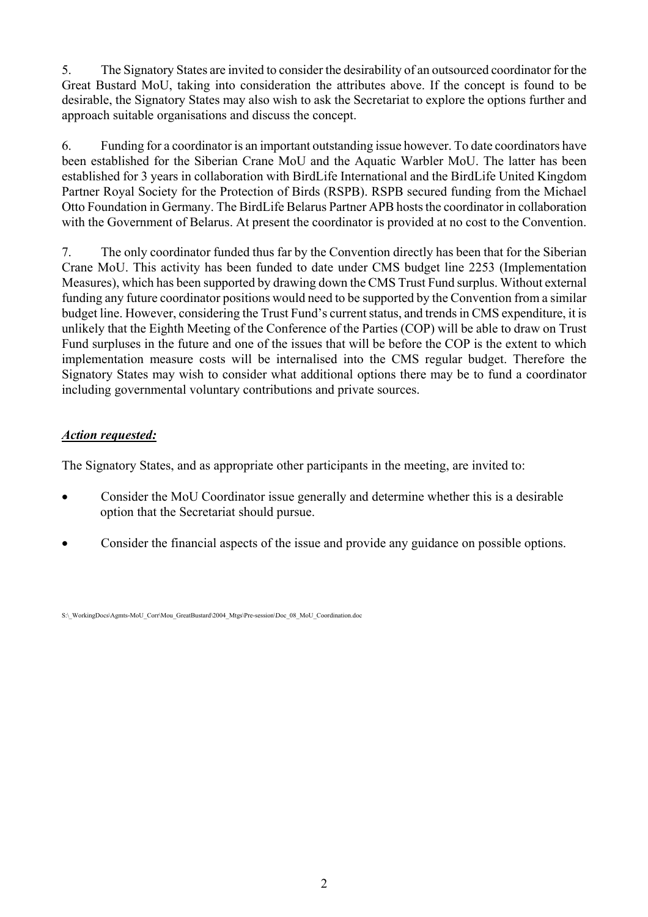5. The Signatory States are invited to consider the desirability of an outsourced coordinator for the Great Bustard MoU, taking into consideration the attributes above. If the concept is found to be desirable, the Signatory States may also wish to ask the Secretariat to explore the options further and approach suitable organisations and discuss the concept.

6. Funding for a coordinator is an important outstanding issue however. To date coordinators have been established for the Siberian Crane MoU and the Aquatic Warbler MoU. The latter has been established for 3 years in collaboration with BirdLife International and the BirdLife United Kingdom Partner Royal Society for the Protection of Birds (RSPB). RSPB secured funding from the Michael Otto Foundation in Germany. The BirdLife Belarus Partner APB hosts the coordinator in collaboration with the Government of Belarus. At present the coordinator is provided at no cost to the Convention.

7. The only coordinator funded thus far by the Convention directly has been that for the Siberian Crane MoU. This activity has been funded to date under CMS budget line 2253 (Implementation Measures), which has been supported by drawing down the CMS Trust Fund surplus. Without external funding any future coordinator positions would need to be supported by the Convention from a similar budget line. However, considering the Trust Fund's current status, and trends in CMS expenditure, it is unlikely that the Eighth Meeting of the Conference of the Parties (COP) will be able to draw on Trust Fund surpluses in the future and one of the issues that will be before the COP is the extent to which implementation measure costs will be internalised into the CMS regular budget. Therefore the Signatory States may wish to consider what additional options there may be to fund a coordinator including governmental voluntary contributions and private sources.

***Action requested:***

The Signatory States, and as appropriate other participants in the meeting, are invited to:

- Consider the MoU Coordinator issue generally and determine whether this is a desirable option that the Secretariat should pursue.
- Consider the financial aspects of the issue and provide any guidance on possible options.

S:\_WorkingDocs\Agmts-MoU_Corr\Mou_GreatBustard\2004_Mtgs\Pre-session\Doc_08_MoU_Coordination.doc